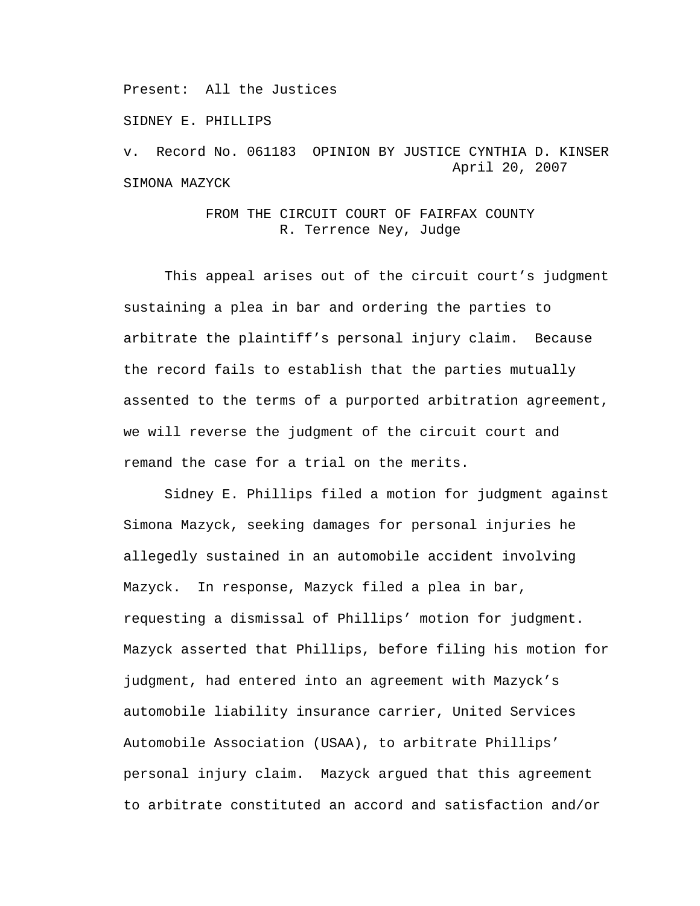Present: All the Justices

SIDNEY E. PHILLIPS

v. Record No. 061183 OPINION BY JUSTICE CYNTHIA D. KINSER
April 20, 2007

SIMONA MAZYCK

FROM THE CIRCUIT COURT OF FAIRFAX COUNTY
R. Terrence Ney, Judge

This appeal arises out of the circuit court's judgment sustaining a plea in bar and ordering the parties to arbitrate the plaintiff's personal injury claim. Because the record fails to establish that the parties mutually assented to the terms of a purported arbitration agreement, we will reverse the judgment of the circuit court and remand the case for a trial on the merits.

Sidney E. Phillips filed a motion for judgment against Simona Mazyck, seeking damages for personal injuries he allegedly sustained in an automobile accident involving Mazyck. In response, Mazyck filed a plea in bar, requesting a dismissal of Phillips' motion for judgment. Mazyck asserted that Phillips, before filing his motion for judgment, had entered into an agreement with Mazyck's automobile liability insurance carrier, United Services Automobile Association (USAA), to arbitrate Phillips' personal injury claim. Mazyck argued that this agreement to arbitrate constituted an accord and satisfaction and/or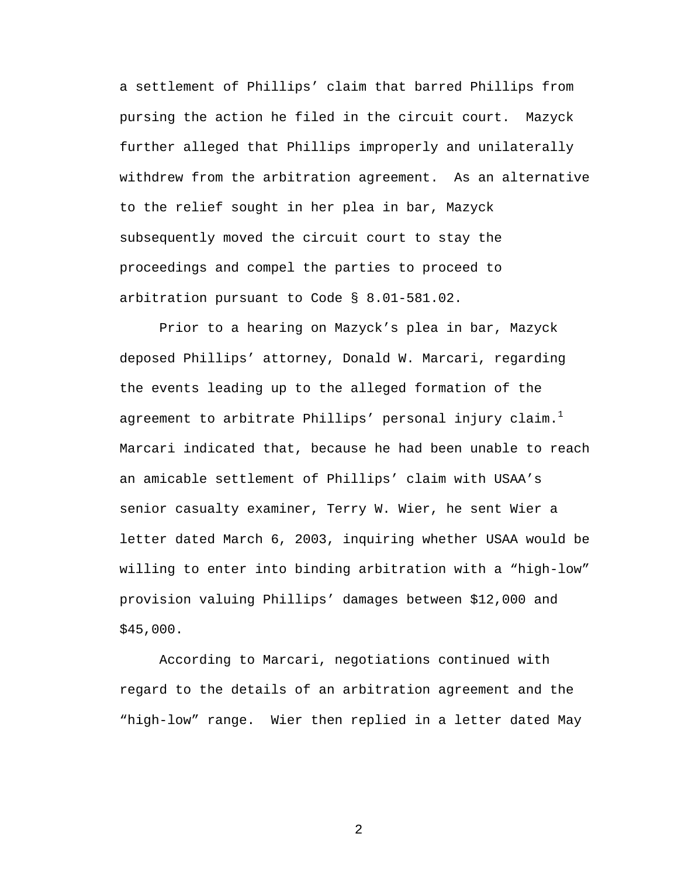a settlement of Phillips' claim that barred Phillips from pursing the action he filed in the circuit court. Mazyck further alleged that Phillips improperly and unilaterally withdrew from the arbitration agreement. As an alternative to the relief sought in her plea in bar, Mazyck subsequently moved the circuit court to stay the proceedings and compel the parties to proceed to arbitration pursuant to Code § 8.01-581.02.

Prior to a hearing on Mazyck's plea in bar, Mazyck deposed Phillips' attorney, Donald W. Marcari, regarding the events leading up to the alleged formation of the agreement to arbitrate Phillips' personal injury claim.[1] Marcari indicated that, because he had been unable to reach an amicable settlement of Phillips' claim with USAA's senior casualty examiner, Terry W. Wier, he sent Wier a letter dated March 6, 2003, inquiring whether USAA would be willing to enter into binding arbitration with a "high-low" provision valuing Phillips' damages between $12,000 and $45,000.

According to Marcari, negotiations continued with regard to the details of an arbitration agreement and the "high-low" range. Wier then replied in a letter dated May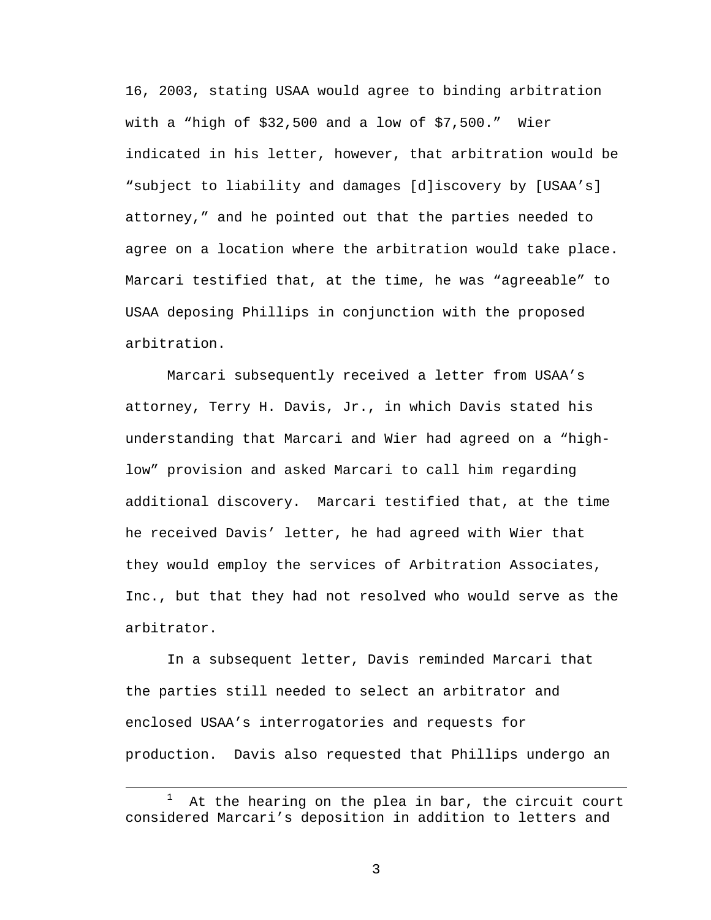16, 2003, stating USAA would agree to binding arbitration with a "high of $32,500 and a low of $7,500." Wier indicated in his letter, however, that arbitration would be "subject to liability and damages [d]iscovery by [USAA's] attorney," and he pointed out that the parties needed to agree on a location where the arbitration would take place. Marcari testified that, at the time, he was "agreeable" to USAA deposing Phillips in conjunction with the proposed arbitration.

Marcari subsequently received a letter from USAA's attorney, Terry H. Davis, Jr., in which Davis stated his understanding that Marcari and Wier had agreed on a "high-low" provision and asked Marcari to call him regarding additional discovery. Marcari testified that, at the time he received Davis' letter, he had agreed with Wier that they would employ the services of Arbitration Associates, Inc., but that they had not resolved who would serve as the arbitrator.

In a subsequent letter, Davis reminded Marcari that the parties still needed to select an arbitrator and enclosed USAA's interrogatories and requests for production. Davis also requested that Phillips undergo an

---

[1] At the hearing on the plea in bar, the circuit court considered Marcari's deposition in addition to letters and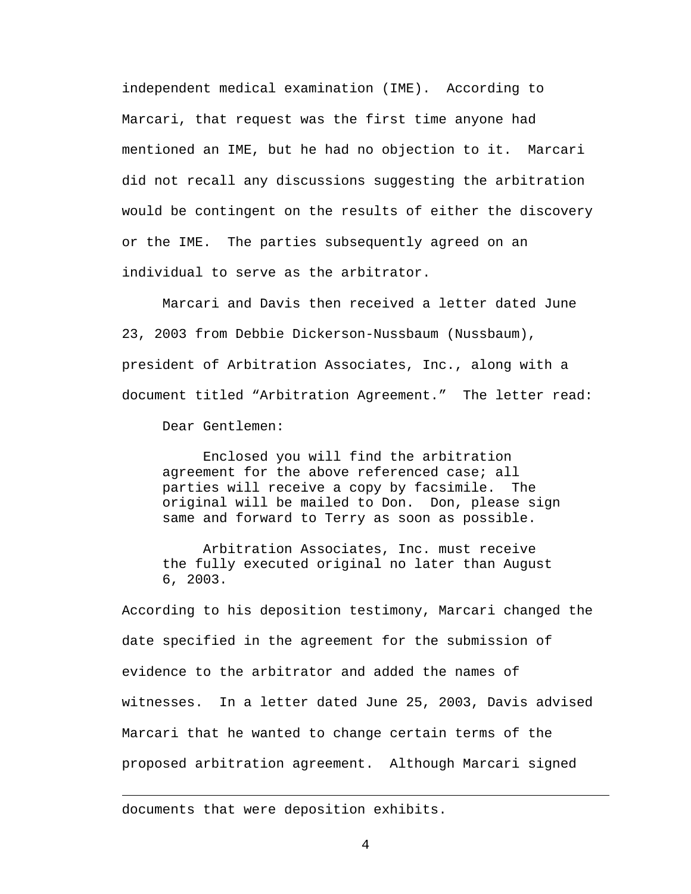independent medical examination (IME). According to Marcari, that request was the first time anyone had mentioned an IME, but he had no objection to it. Marcari did not recall any discussions suggesting the arbitration would be contingent on the results of either the discovery or the IME. The parties subsequently agreed on an individual to serve as the arbitrator.

Marcari and Davis then received a letter dated June 23, 2003 from Debbie Dickerson-Nussbaum (Nussbaum), president of Arbitration Associates, Inc., along with a document titled "Arbitration Agreement." The letter read:

> Dear Gentlemen:
>
> Enclosed you will find the arbitration agreement for the above referenced case; all parties will receive a copy by facsimile. The original will be mailed to Don. Don, please sign same and forward to Terry as soon as possible.
>
> Arbitration Associates, Inc. must receive the fully executed original no later than August 6, 2003.

According to his deposition testimony, Marcari changed the date specified in the agreement for the submission of evidence to the arbitrator and added the names of witnesses. In a letter dated June 25, 2003, Davis advised Marcari that he wanted to change certain terms of the proposed arbitration agreement. Although Marcari signed

---

documents that were deposition exhibits.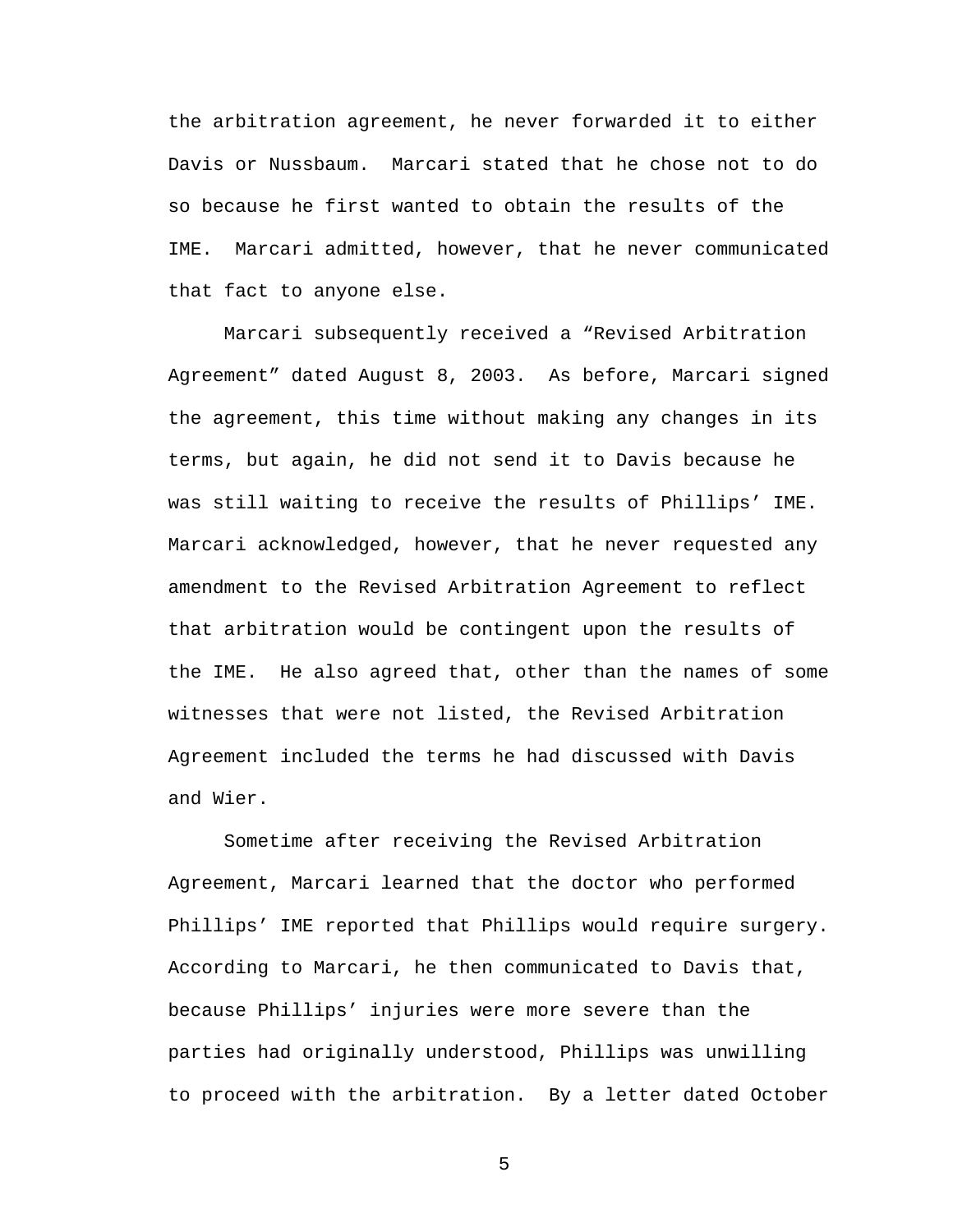the arbitration agreement, he never forwarded it to either Davis or Nussbaum. Marcari stated that he chose not to do so because he first wanted to obtain the results of the IME. Marcari admitted, however, that he never communicated that fact to anyone else.

Marcari subsequently received a "Revised Arbitration Agreement" dated August 8, 2003. As before, Marcari signed the agreement, this time without making any changes in its terms, but again, he did not send it to Davis because he was still waiting to receive the results of Phillips' IME. Marcari acknowledged, however, that he never requested any amendment to the Revised Arbitration Agreement to reflect that arbitration would be contingent upon the results of the IME. He also agreed that, other than the names of some witnesses that were not listed, the Revised Arbitration Agreement included the terms he had discussed with Davis and Wier.

Sometime after receiving the Revised Arbitration Agreement, Marcari learned that the doctor who performed Phillips' IME reported that Phillips would require surgery. According to Marcari, he then communicated to Davis that, because Phillips' injuries were more severe than the parties had originally understood, Phillips was unwilling to proceed with the arbitration. By a letter dated October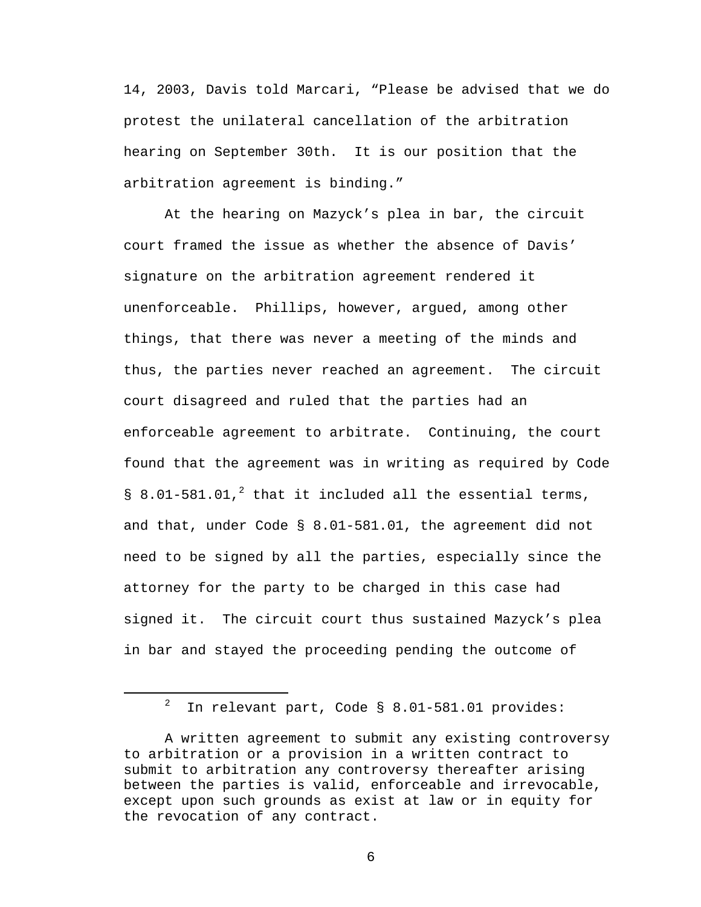14, 2003, Davis told Marcari, "Please be advised that we do protest the unilateral cancellation of the arbitration hearing on September 30th. It is our position that the arbitration agreement is binding."

At the hearing on Mazyck's plea in bar, the circuit court framed the issue as whether the absence of Davis' signature on the arbitration agreement rendered it unenforceable. Phillips, however, argued, among other things, that there was never a meeting of the minds and thus, the parties never reached an agreement. The circuit court disagreed and ruled that the parties had an enforceable agreement to arbitrate. Continuing, the court found that the agreement was in writing as required by Code § 8.01-581.01,[2] that it included all the essential terms, and that, under Code § 8.01-581.01, the agreement did not need to be signed by all the parties, especially since the attorney for the party to be charged in this case had signed it. The circuit court thus sustained Mazyck's plea in bar and stayed the proceeding pending the outcome of

---

[2] In relevant part, Code § 8.01-581.01 provides:

> A written agreement to submit any existing controversy to arbitration or a provision in a written contract to submit to arbitration any controversy thereafter arising between the parties is valid, enforceable and irrevocable, except upon such grounds as exist at law or in equity for the revocation of any contract.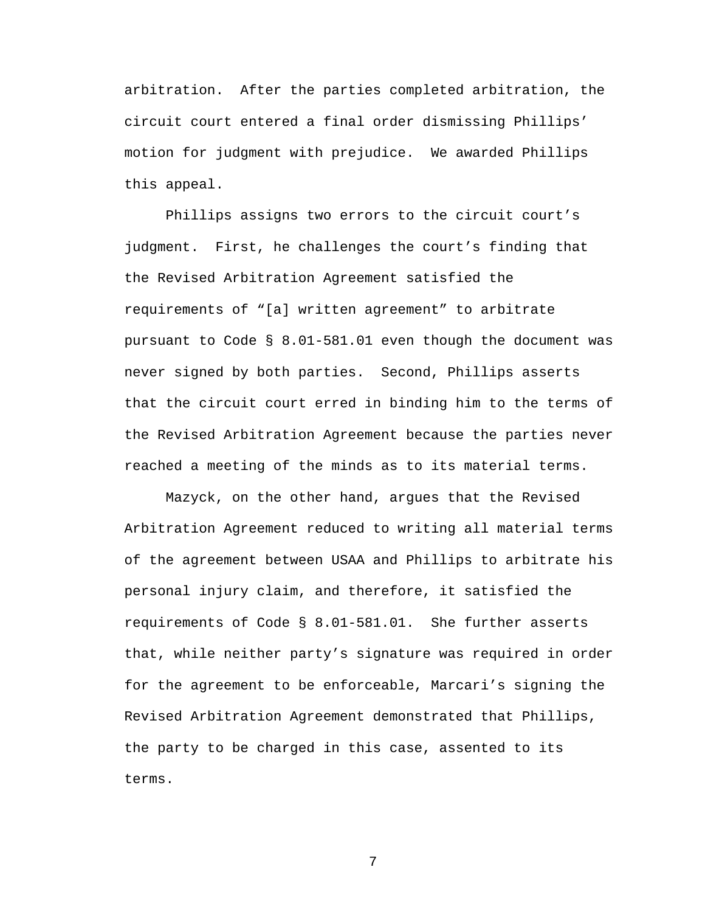arbitration. After the parties completed arbitration, the circuit court entered a final order dismissing Phillips' motion for judgment with prejudice. We awarded Phillips this appeal.

Phillips assigns two errors to the circuit court's judgment. First, he challenges the court's finding that the Revised Arbitration Agreement satisfied the requirements of "[a] written agreement" to arbitrate pursuant to Code § 8.01-581.01 even though the document was never signed by both parties. Second, Phillips asserts that the circuit court erred in binding him to the terms of the Revised Arbitration Agreement because the parties never reached a meeting of the minds as to its material terms.

Mazyck, on the other hand, argues that the Revised Arbitration Agreement reduced to writing all material terms of the agreement between USAA and Phillips to arbitrate his personal injury claim, and therefore, it satisfied the requirements of Code § 8.01-581.01. She further asserts that, while neither party's signature was required in order for the agreement to be enforceable, Marcari's signing the Revised Arbitration Agreement demonstrated that Phillips, the party to be charged in this case, assented to its terms.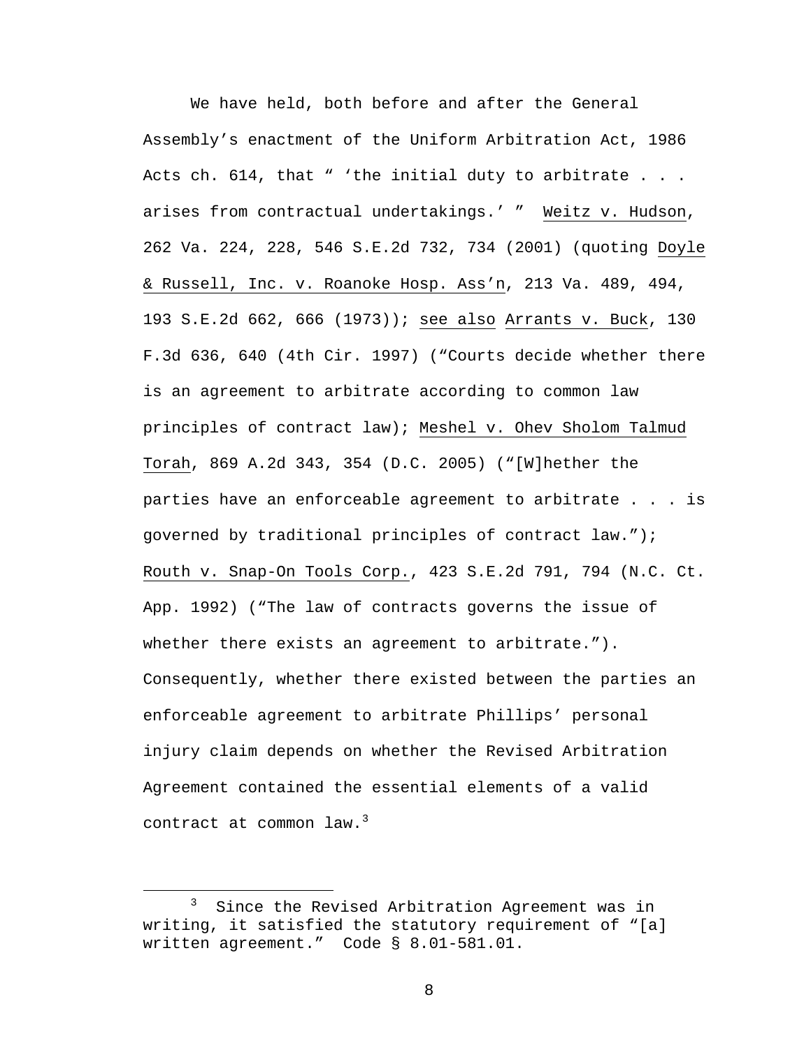We have held, both before and after the General Assembly's enactment of the Uniform Arbitration Act, 1986 Acts ch. 614, that " 'the initial duty to arbitrate . . . arises from contractual undertakings.' " Weitz v. Hudson, 262 Va. 224, 228, 546 S.E.2d 732, 734 (2001) (quoting Doyle & Russell, Inc. v. Roanoke Hosp. Ass'n, 213 Va. 489, 494, 193 S.E.2d 662, 666 (1973)); see also Arrants v. Buck, 130 F.3d 636, 640 (4th Cir. 1997) ("Courts decide whether there is an agreement to arbitrate according to common law principles of contract law); Meshel v. Ohev Sholom Talmud Torah, 869 A.2d 343, 354 (D.C. 2005) ("[W]hether the parties have an enforceable agreement to arbitrate . . . is governed by traditional principles of contract law."); Routh v. Snap-On Tools Corp., 423 S.E.2d 791, 794 (N.C. Ct. App. 1992) ("The law of contracts governs the issue of whether there exists an agreement to arbitrate."). Consequently, whether there existed between the parties an enforceable agreement to arbitrate Phillips' personal injury claim depends on whether the Revised Arbitration Agreement contained the essential elements of a valid contract at common law.[3]

[3] Since the Revised Arbitration Agreement was in writing, it satisfied the statutory requirement of "[a] written agreement." Code § 8.01-581.01.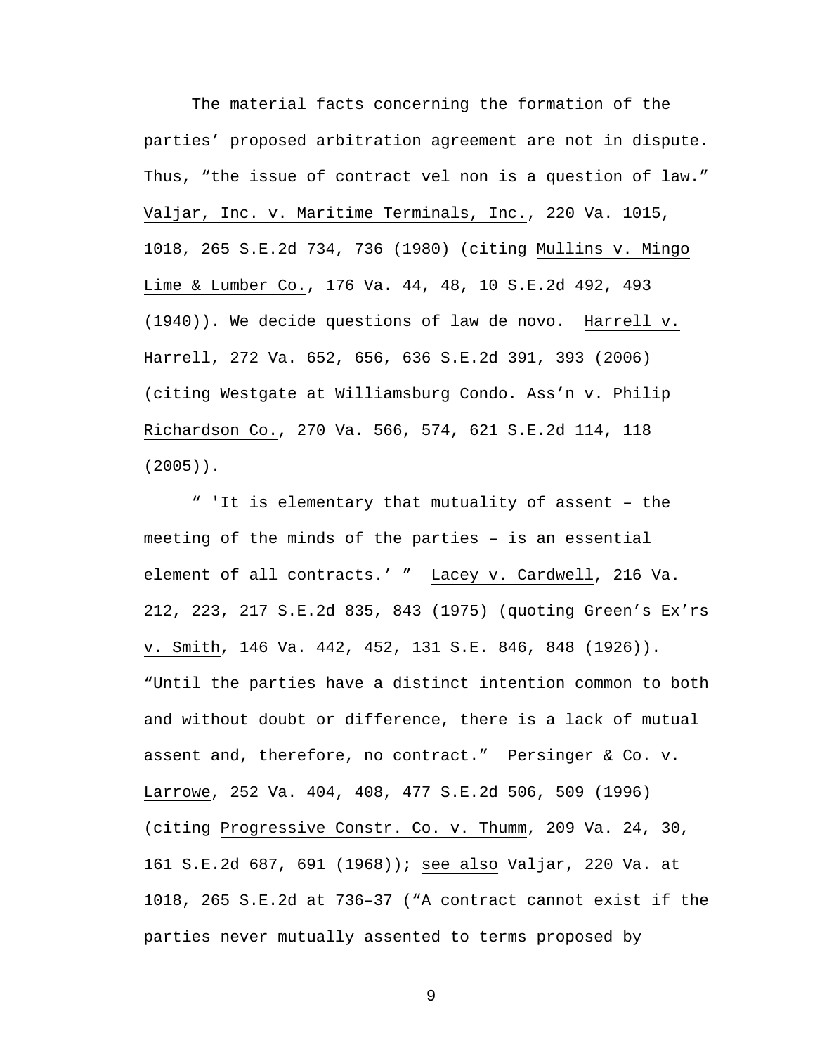The material facts concerning the formation of the parties' proposed arbitration agreement are not in dispute. Thus, "the issue of contract vel non is a question of law." Valjar, Inc. v. Maritime Terminals, Inc., 220 Va. 1015, 1018, 265 S.E.2d 734, 736 (1980) (citing Mullins v. Mingo Lime & Lumber Co., 176 Va. 44, 48, 10 S.E.2d 492, 493 (1940)). We decide questions of law de novo. Harrell v. Harrell, 272 Va. 652, 656, 636 S.E.2d 391, 393 (2006) (citing Westgate at Williamsburg Condo. Ass'n v. Philip Richardson Co., 270 Va. 566, 574, 621 S.E.2d 114, 118 (2005)).

" 'It is elementary that mutuality of assent – the meeting of the minds of the parties – is an essential element of all contracts.' " Lacey v. Cardwell, 216 Va. 212, 223, 217 S.E.2d 835, 843 (1975) (quoting Green's Ex'rs v. Smith, 146 Va. 442, 452, 131 S.E. 846, 848 (1926)). "Until the parties have a distinct intention common to both and without doubt or difference, there is a lack of mutual assent and, therefore, no contract." Persinger & Co. v. Larrowe, 252 Va. 404, 408, 477 S.E.2d 506, 509 (1996) (citing Progressive Constr. Co. v. Thumm, 209 Va. 24, 30, 161 S.E.2d 687, 691 (1968)); see also Valjar, 220 Va. at 1018, 265 S.E.2d at 736–37 ("A contract cannot exist if the parties never mutually assented to terms proposed by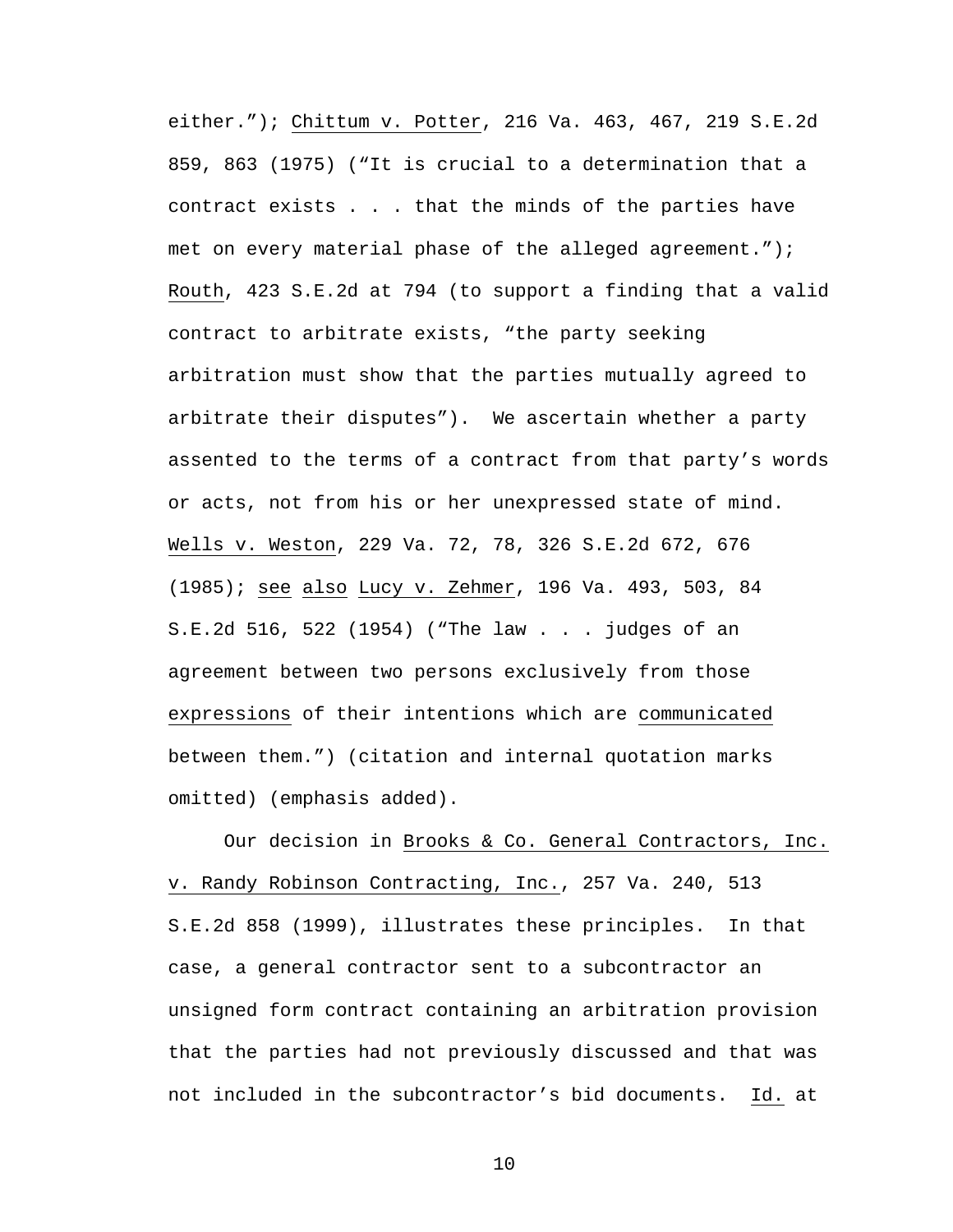either."); Chittum v. Potter, 216 Va. 463, 467, 219 S.E.2d 859, 863 (1975) ("It is crucial to a determination that a contract exists . . . that the minds of the parties have met on every material phase of the alleged agreement."); Routh, 423 S.E.2d at 794 (to support a finding that a valid contract to arbitrate exists, "the party seeking arbitration must show that the parties mutually agreed to arbitrate their disputes"). We ascertain whether a party assented to the terms of a contract from that party's words or acts, not from his or her unexpressed state of mind. Wells v. Weston, 229 Va. 72, 78, 326 S.E.2d 672, 676 (1985); see also Lucy v. Zehmer, 196 Va. 493, 503, 84 S.E.2d 516, 522 (1954) ("The law . . . judges of an agreement between two persons exclusively from those expressions of their intentions which are communicated between them.") (citation and internal quotation marks omitted) (emphasis added).

Our decision in Brooks & Co. General Contractors, Inc. v. Randy Robinson Contracting, Inc., 257 Va. 240, 513 S.E.2d 858 (1999), illustrates these principles. In that case, a general contractor sent to a subcontractor an unsigned form contract containing an arbitration provision that the parties had not previously discussed and that was not included in the subcontractor's bid documents. Id. at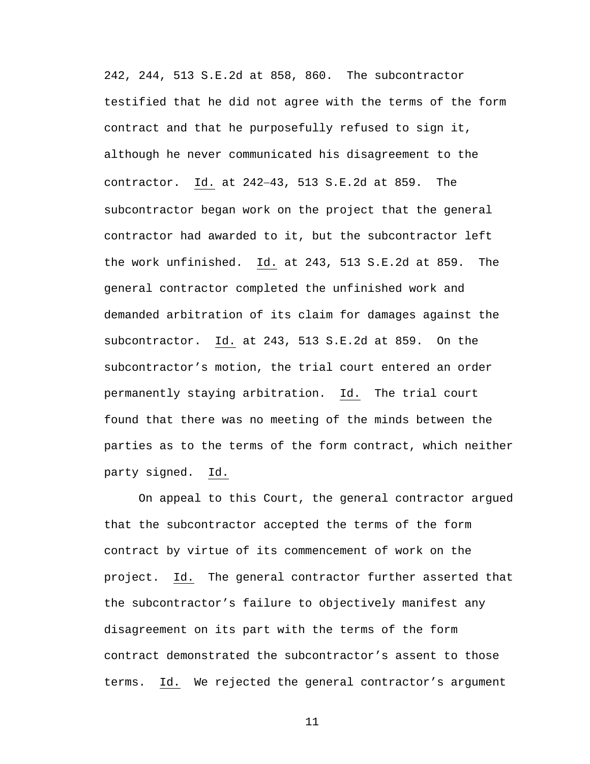242, 244, 513 S.E.2d at 858, 860. The subcontractor testified that he did not agree with the terms of the form contract and that he purposefully refused to sign it, although he never communicated his disagreement to the contractor. Id. at 242–43, 513 S.E.2d at 859. The subcontractor began work on the project that the general contractor had awarded to it, but the subcontractor left the work unfinished. Id. at 243, 513 S.E.2d at 859. The general contractor completed the unfinished work and demanded arbitration of its claim for damages against the subcontractor. Id. at 243, 513 S.E.2d at 859. On the subcontractor's motion, the trial court entered an order permanently staying arbitration. Id. The trial court found that there was no meeting of the minds between the parties as to the terms of the form contract, which neither party signed. Id.

On appeal to this Court, the general contractor argued that the subcontractor accepted the terms of the form contract by virtue of its commencement of work on the project. Id. The general contractor further asserted that the subcontractor's failure to objectively manifest any disagreement on its part with the terms of the form contract demonstrated the subcontractor's assent to those terms. Id. We rejected the general contractor's argument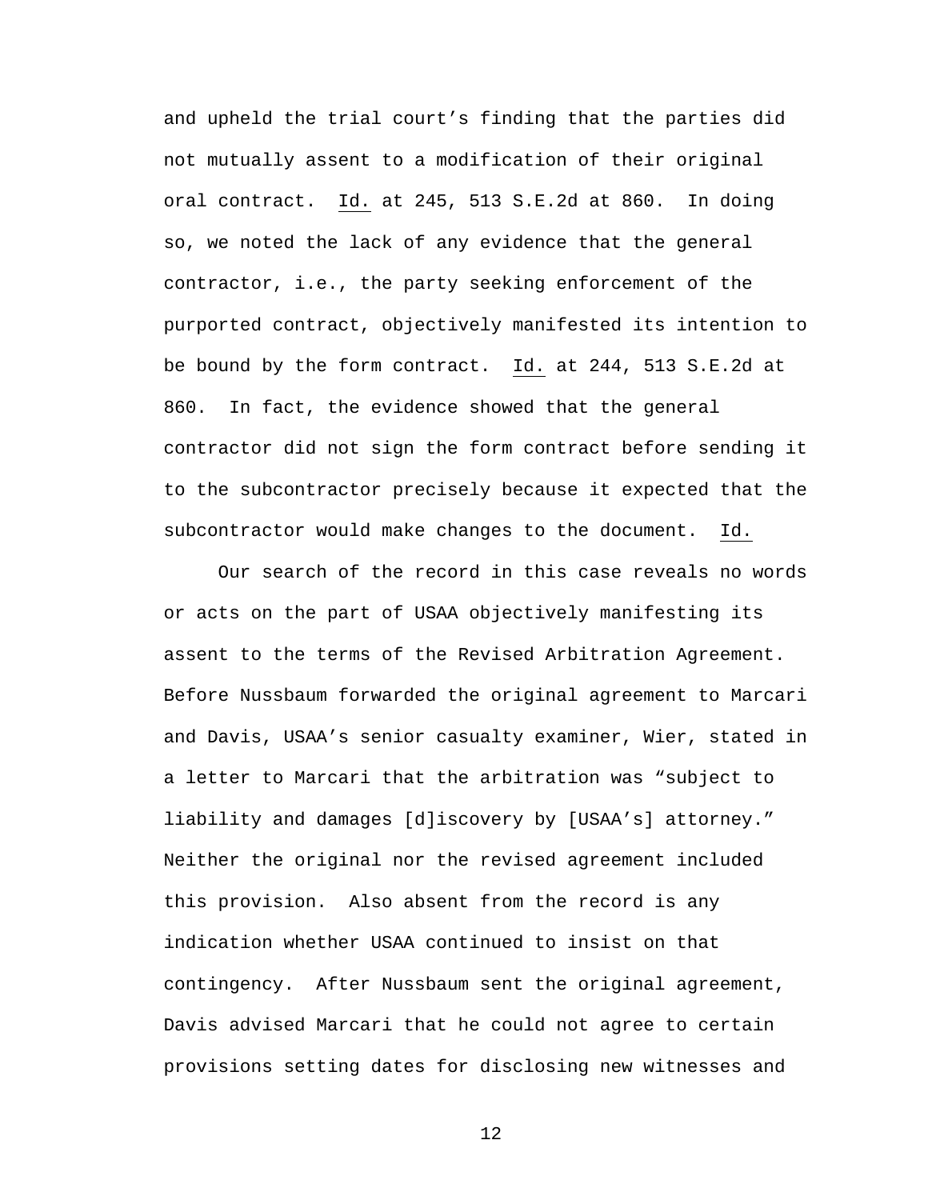and upheld the trial court's finding that the parties did not mutually assent to a modification of their original oral contract. Id. at 245, 513 S.E.2d at 860. In doing so, we noted the lack of any evidence that the general contractor, i.e., the party seeking enforcement of the purported contract, objectively manifested its intention to be bound by the form contract. Id. at 244, 513 S.E.2d at 860. In fact, the evidence showed that the general contractor did not sign the form contract before sending it to the subcontractor precisely because it expected that the subcontractor would make changes to the document. Id.

Our search of the record in this case reveals no words or acts on the part of USAA objectively manifesting its assent to the terms of the Revised Arbitration Agreement. Before Nussbaum forwarded the original agreement to Marcari and Davis, USAA's senior casualty examiner, Wier, stated in a letter to Marcari that the arbitration was "subject to liability and damages [d]iscovery by [USAA's] attorney." Neither the original nor the revised agreement included this provision. Also absent from the record is any indication whether USAA continued to insist on that contingency. After Nussbaum sent the original agreement, Davis advised Marcari that he could not agree to certain provisions setting dates for disclosing new witnesses and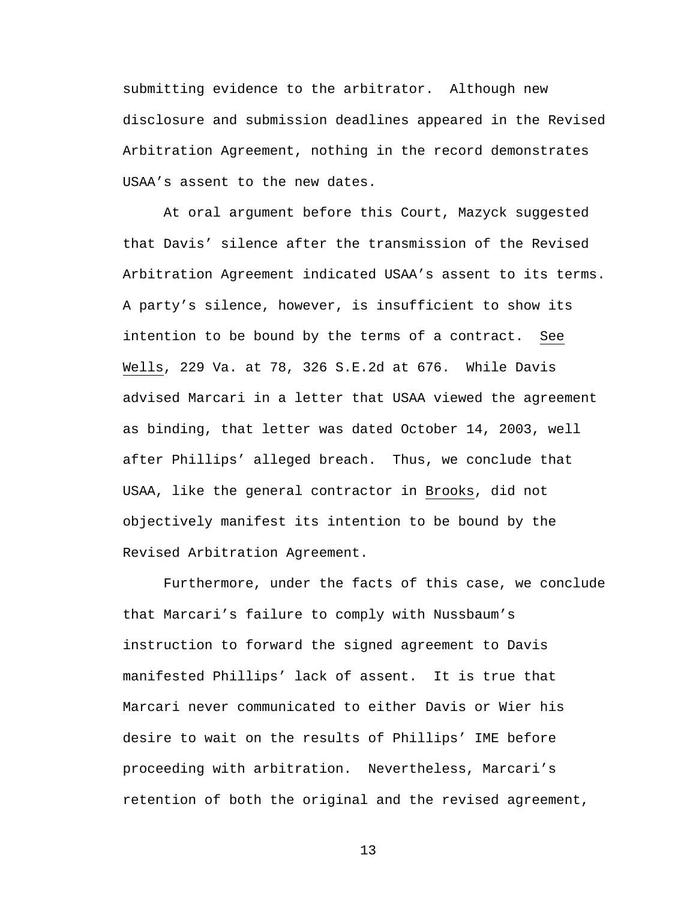submitting evidence to the arbitrator. Although new disclosure and submission deadlines appeared in the Revised Arbitration Agreement, nothing in the record demonstrates USAA's assent to the new dates.

At oral argument before this Court, Mazyck suggested that Davis' silence after the transmission of the Revised Arbitration Agreement indicated USAA's assent to its terms. A party's silence, however, is insufficient to show its intention to be bound by the terms of a contract. See Wells, 229 Va. at 78, 326 S.E.2d at 676. While Davis advised Marcari in a letter that USAA viewed the agreement as binding, that letter was dated October 14, 2003, well after Phillips' alleged breach. Thus, we conclude that USAA, like the general contractor in Brooks, did not objectively manifest its intention to be bound by the Revised Arbitration Agreement.

Furthermore, under the facts of this case, we conclude that Marcari's failure to comply with Nussbaum's instruction to forward the signed agreement to Davis manifested Phillips' lack of assent. It is true that Marcari never communicated to either Davis or Wier his desire to wait on the results of Phillips' IME before proceeding with arbitration. Nevertheless, Marcari's retention of both the original and the revised agreement,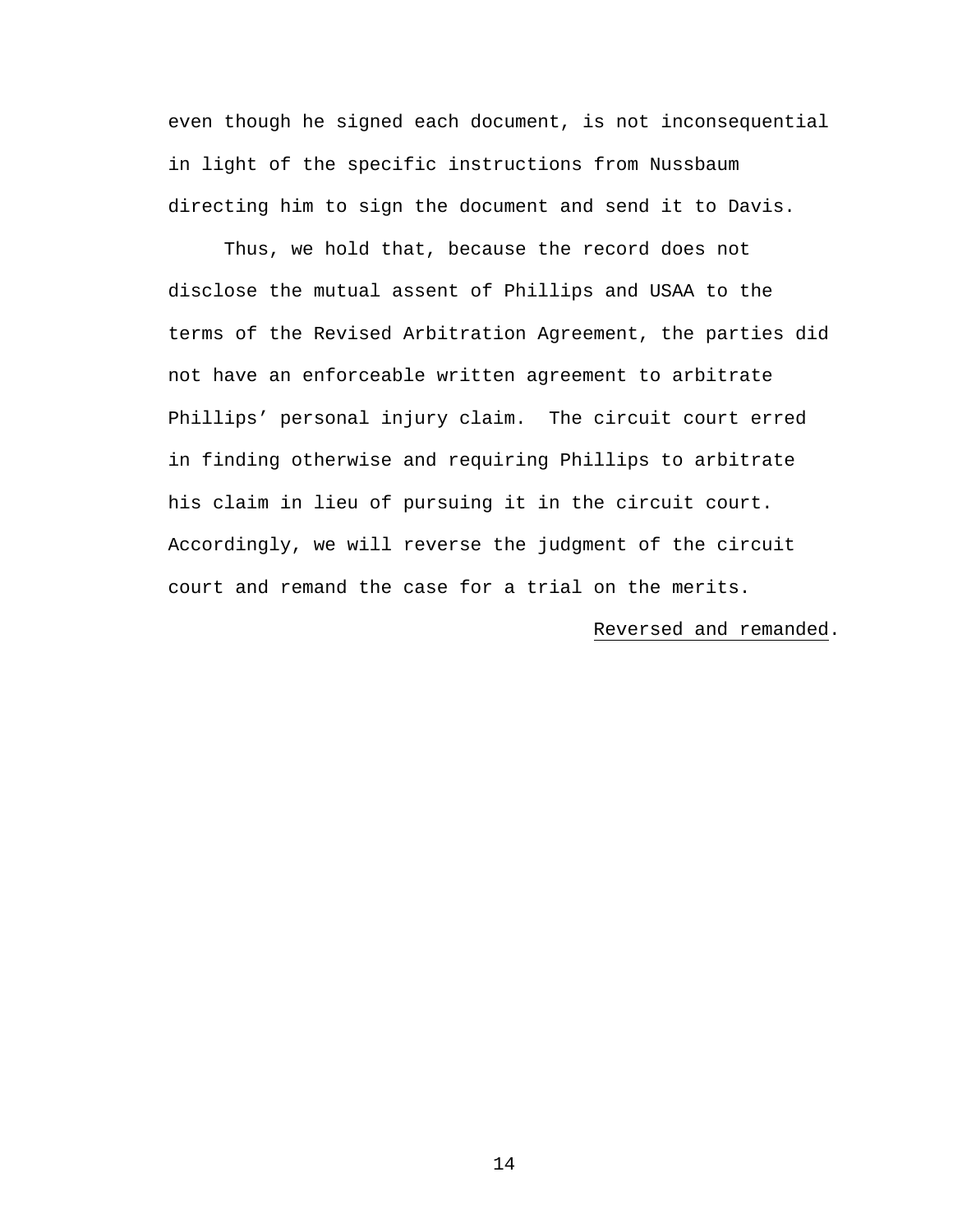even though he signed each document, is not inconsequential in light of the specific instructions from Nussbaum directing him to sign the document and send it to Davis.

Thus, we hold that, because the record does not disclose the mutual assent of Phillips and USAA to the terms of the Revised Arbitration Agreement, the parties did not have an enforceable written agreement to arbitrate Phillips' personal injury claim. The circuit court erred in finding otherwise and requiring Phillips to arbitrate his claim in lieu of pursuing it in the circuit court. Accordingly, we will reverse the judgment of the circuit court and remand the case for a trial on the merits.

Reversed and remanded.